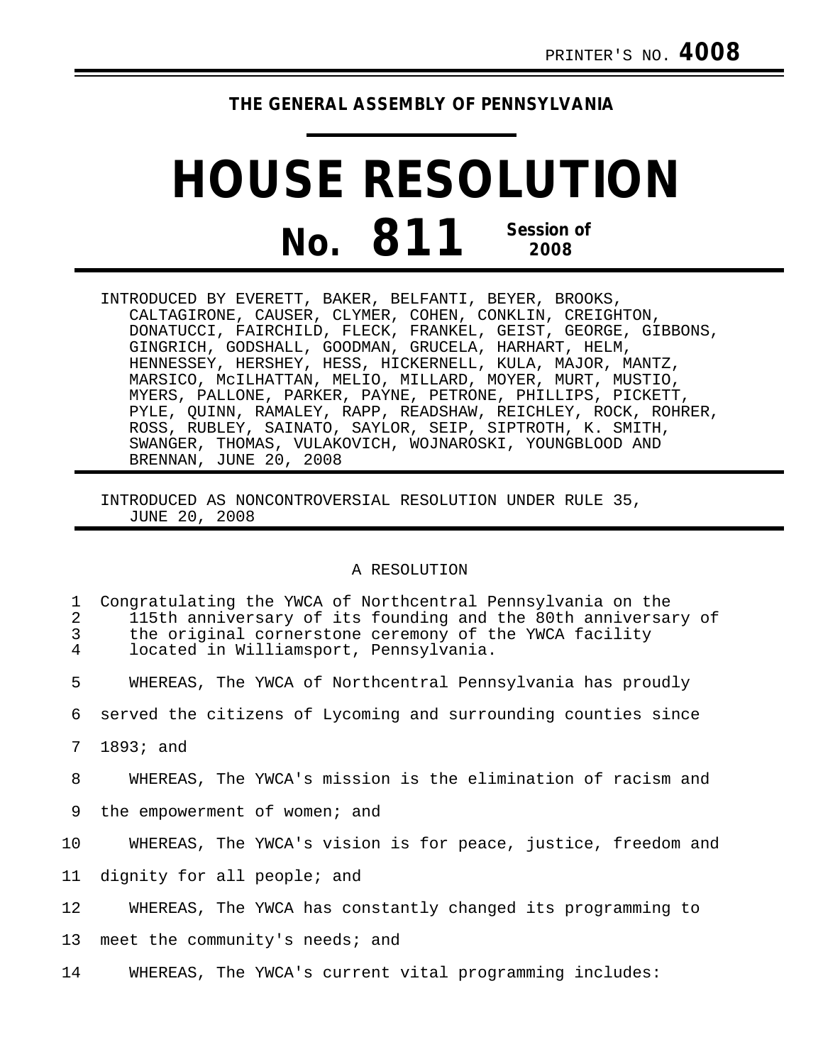PRINTER'S NO. **4008**

**THE GENERAL ASSEMBLY OF PENNSYLVANIA**

# HOUSE RESOLUTION

# No. 811

**Session of 2008**

INTRODUCED BY EVERETT, BAKER, BELFANTI, BEYER, BROOKS, CALTAGIRONE, CAUSER, CLYMER, COHEN, CONKLIN, CREIGHTON, DONATUCCI, FAIRCHILD, FLECK, FRANKEL, GEIST, GEORGE, GIBBONS, GINGRICH, GODSHALL, GOODMAN, GRUCELA, HARHART, HELM, HENNESSEY, HERSHEY, HESS, HICKERNELL, KULA, MAJOR, MANTZ, MARSICO, McILHATTAN, MELIO, MILLARD, MOYER, MURT, MUSTIO, MYERS, PALLONE, PARKER, PAYNE, PETRONE, PHILLIPS, PICKETT, PYLE, QUINN, RAMALEY, RAPP, READSHAW, REICHLEY, ROCK, ROHRER, ROSS, RUBLEY, SAINATO, SAYLOR, SEIP, SIPTROTH, K. SMITH, SWANGER, THOMAS, VULAKOVICH, WOJNAROSKI, YOUNGBLOOD AND BRENNAN, JUNE 20, 2008

INTRODUCED AS NONCONTROVERSIAL RESOLUTION UNDER RULE 35, JUNE 20, 2008

A RESOLUTION

1 Congratulating the YWCA of Northcentral Pennsylvania on the
2 115th anniversary of its founding and the 80th anniversary of
3 the original cornerstone ceremony of the YWCA facility
4 located in Williamsport, Pennsylvania.

5 WHEREAS, The YWCA of Northcentral Pennsylvania has proudly
6 served the citizens of Lycoming and surrounding counties since
7 1893; and

8 WHEREAS, The YWCA's mission is the elimination of racism and
9 the empowerment of women; and

10 WHEREAS, The YWCA's vision is for peace, justice, freedom and
11 dignity for all people; and

12 WHEREAS, The YWCA has constantly changed its programming to
13 meet the community's needs; and

14 WHEREAS, The YWCA's current vital programming includes: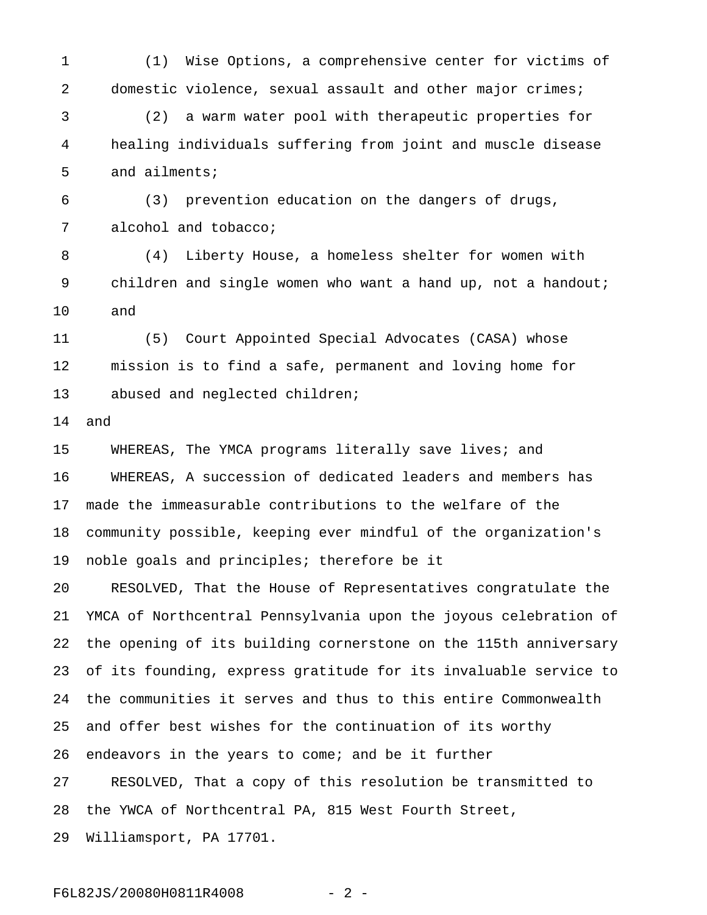(1) Wise Options, a comprehensive center for victims of domestic violence, sexual assault and other major crimes;

(2) a warm water pool with therapeutic properties for healing individuals suffering from joint and muscle disease and ailments;

(3) prevention education on the dangers of drugs, alcohol and tobacco;

(4) Liberty House, a homeless shelter for women with children and single women who want a hand up, not a handout; and

(5) Court Appointed Special Advocates (CASA) whose mission is to find a safe, permanent and loving home for abused and neglected children;

and

WHEREAS, The YMCA programs literally save lives; and

WHEREAS, A succession of dedicated leaders and members has made the immeasurable contributions to the welfare of the community possible, keeping ever mindful of the organization's noble goals and principles; therefore be it

RESOLVED, That the House of Representatives congratulate the YMCA of Northcentral Pennsylvania upon the joyous celebration of the opening of its building cornerstone on the 115th anniversary of its founding, express gratitude for its invaluable service to the communities it serves and thus to this entire Commonwealth and offer best wishes for the continuation of its worthy endeavors in the years to come; and be it further

RESOLVED, That a copy of this resolution be transmitted to the YWCA of Northcentral PA, 815 West Fourth Street, Williamsport, PA 17701.

F6L82JS/20080H0811R4008